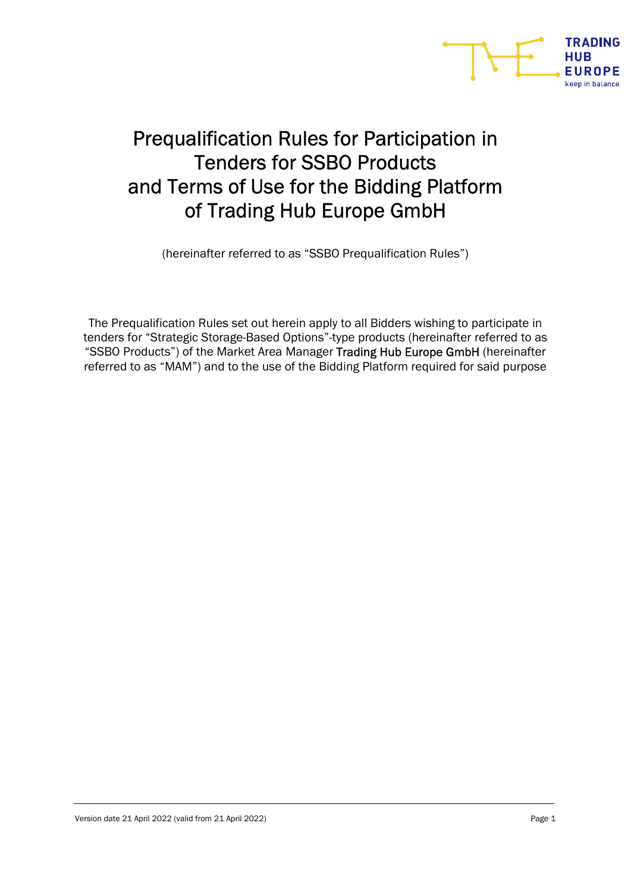# Prequalification Rules for Participation in Tenders for SSBO Products and Terms of Use for the Bidding Platform of Trading Hub Europe GmbH

(hereinafter referred to as "SSBO Prequalification Rules")

The Prequalification Rules set out herein apply to all Bidders wishing to participate in tenders for "Strategic Storage-Based Options"-type products (hereinafter referred to as "SSBO Products") of the Market Area Manager Trading Hub Europe GmbH (hereinafter referred to as "MAM") and to the use of the Bidding Platform required for said purpose

Version date 21 April 2022 (valid from 21 April 2022)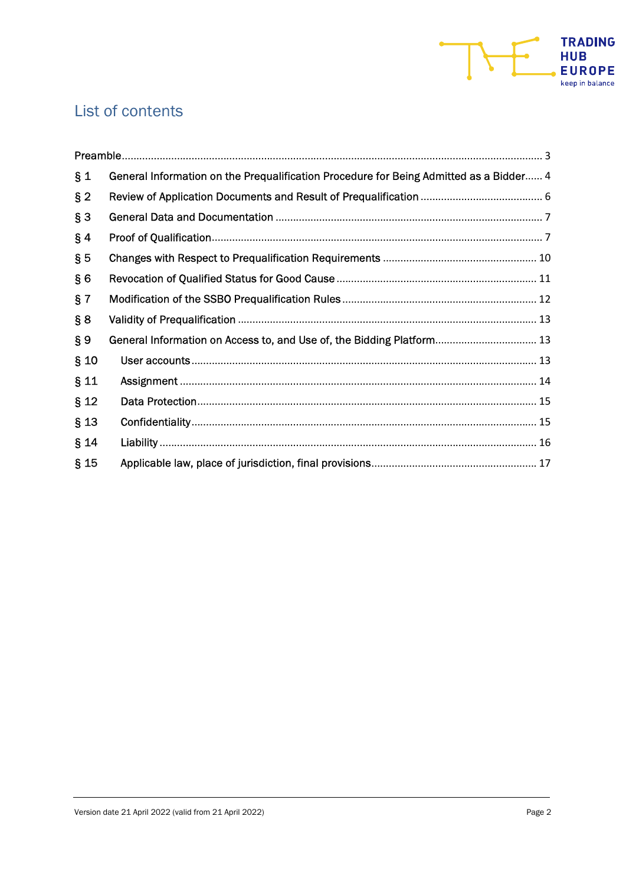## List of contents

Preamble .......... 3
§ 1 General Information on the Prequalification Procedure for Being Admitted as a Bidder .......... 4
§ 2 Review of Application Documents and Result of Prequalification .......... 6
§ 3 General Data and Documentation .......... 7
§ 4 Proof of Qualification .......... 7
§ 5 Changes with Respect to Prequalification Requirements .......... 10
§ 6 Revocation of Qualified Status for Good Cause .......... 11
§ 7 Modification of the SSBO Prequalification Rules .......... 12
§ 8 Validity of Prequalification .......... 13
§ 9 General Information on Access to, and Use of, the Bidding Platform .......... 13
§ 10 User accounts .......... 13
§ 11 Assignment .......... 14
§ 12 Data Protection .......... 15
§ 13 Confidentiality .......... 15
§ 14 Liability .......... 16
§ 15 Applicable law, place of jurisdiction, final provisions .......... 17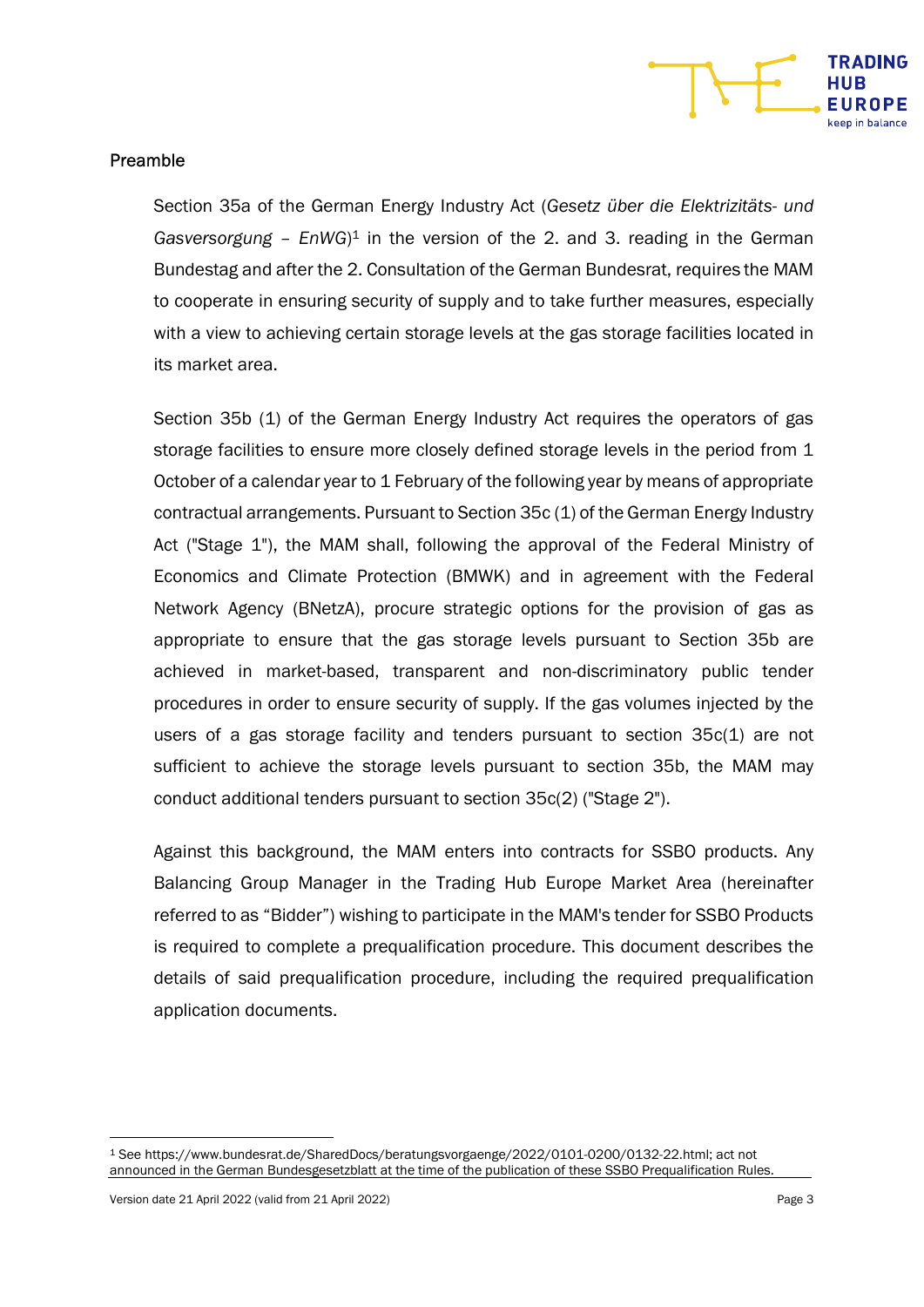## Preamble

Section 35a of the German Energy Industry Act (*Gesetz über die Elektrizitäts- und Gasversorgung – EnWG*)[1] in the version of the 2. and 3. reading in the German Bundestag and after the 2. Consultation of the German Bundesrat, requires the MAM to cooperate in ensuring security of supply and to take further measures, especially with a view to achieving certain storage levels at the gas storage facilities located in its market area.

Section 35b (1) of the German Energy Industry Act requires the operators of gas storage facilities to ensure more closely defined storage levels in the period from 1 October of a calendar year to 1 February of the following year by means of appropriate contractual arrangements. Pursuant to Section 35c (1) of the German Energy Industry Act ("Stage 1"), the MAM shall, following the approval of the Federal Ministry of Economics and Climate Protection (BMWK) and in agreement with the Federal Network Agency (BNetzA), procure strategic options for the provision of gas as appropriate to ensure that the gas storage levels pursuant to Section 35b are achieved in market-based, transparent and non-discriminatory public tender procedures in order to ensure security of supply. If the gas volumes injected by the users of a gas storage facility and tenders pursuant to section 35c(1) are not sufficient to achieve the storage levels pursuant to section 35b, the MAM may conduct additional tenders pursuant to section 35c(2) ("Stage 2").

Against this background, the MAM enters into contracts for SSBO products. Any Balancing Group Manager in the Trading Hub Europe Market Area (hereinafter referred to as "Bidder") wishing to participate in the MAM's tender for SSBO Products is required to complete a prequalification procedure. This document describes the details of said prequalification procedure, including the required prequalification application documents.

---

[1] See https://www.bundesrat.de/SharedDocs/beratungsvorgaenge/2022/0101-0200/0132-22.html; act not announced in the German Bundesgesetzblatt at the time of the publication of these SSBO Prequalification Rules.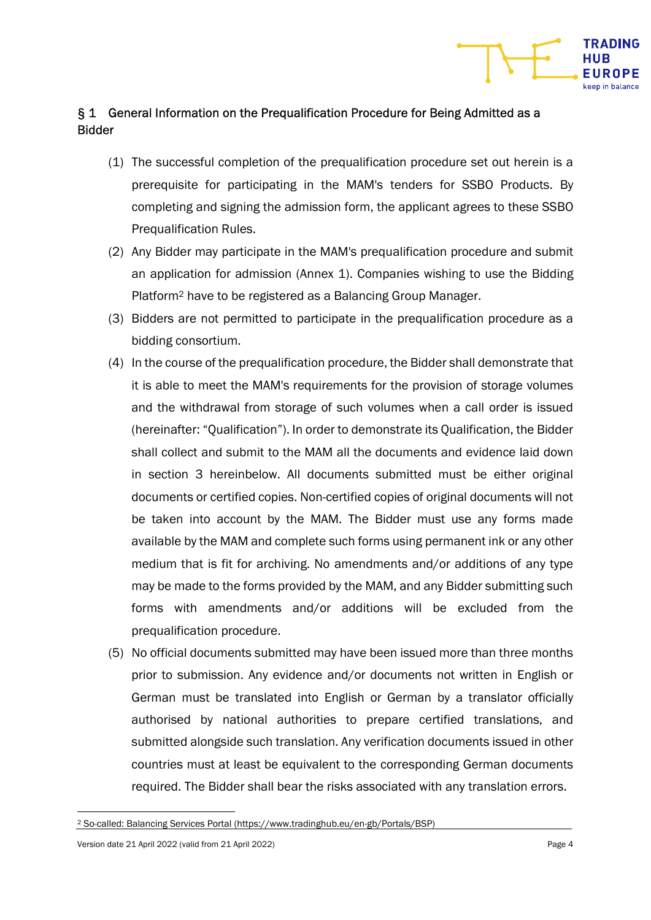## § 1 General Information on the Prequalification Procedure for Being Admitted as a Bidder

(1) The successful completion of the prequalification procedure set out herein is a prerequisite for participating in the MAM's tenders for SSBO Products. By completing and signing the admission form, the applicant agrees to these SSBO Prequalification Rules.

(2) Any Bidder may participate in the MAM's prequalification procedure and submit an application for admission (Annex 1). Companies wishing to use the Bidding Platform[2] have to be registered as a Balancing Group Manager.

(3) Bidders are not permitted to participate in the prequalification procedure as a bidding consortium.

(4) In the course of the prequalification procedure, the Bidder shall demonstrate that it is able to meet the MAM's requirements for the provision of storage volumes and the withdrawal from storage of such volumes when a call order is issued (hereinafter: "Qualification"). In order to demonstrate its Qualification, the Bidder shall collect and submit to the MAM all the documents and evidence laid down in section 3 hereinbelow. All documents submitted must be either original documents or certified copies. Non-certified copies of original documents will not be taken into account by the MAM. The Bidder must use any forms made available by the MAM and complete such forms using permanent ink or any other medium that is fit for archiving. No amendments and/or additions of any type may be made to the forms provided by the MAM, and any Bidder submitting such forms with amendments and/or additions will be excluded from the prequalification procedure.

(5) No official documents submitted may have been issued more than three months prior to submission. Any evidence and/or documents not written in English or German must be translated into English or German by a translator officially authorised by national authorities to prepare certified translations, and submitted alongside such translation. Any verification documents issued in other countries must at least be equivalent to the corresponding German documents required. The Bidder shall bear the risks associated with any translation errors.

---

[2] So-called: Balancing Services Portal (https://www.tradinghub.eu/en-gb/Portals/BSP)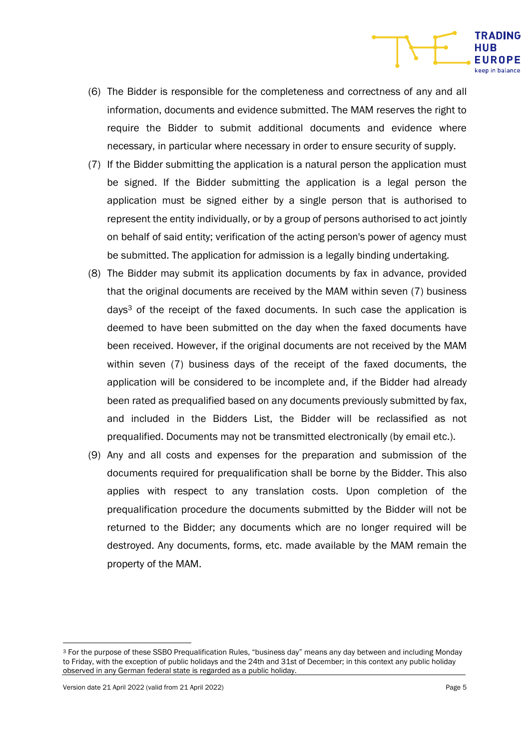(6) The Bidder is responsible for the completeness and correctness of any and all information, documents and evidence submitted. The MAM reserves the right to require the Bidder to submit additional documents and evidence where necessary, in particular where necessary in order to ensure security of supply.

(7) If the Bidder submitting the application is a natural person the application must be signed. If the Bidder submitting the application is a legal person the application must be signed either by a single person that is authorised to represent the entity individually, or by a group of persons authorised to act jointly on behalf of said entity; verification of the acting person's power of agency must be submitted. The application for admission is a legally binding undertaking.

(8) The Bidder may submit its application documents by fax in advance, provided that the original documents are received by the MAM within seven (7) business days[3] of the receipt of the faxed documents. In such case the application is deemed to have been submitted on the day when the faxed documents have been received. However, if the original documents are not received by the MAM within seven (7) business days of the receipt of the faxed documents, the application will be considered to be incomplete and, if the Bidder had already been rated as prequalified based on any documents previously submitted by fax, and included in the Bidders List, the Bidder will be reclassified as not prequalified. Documents may not be transmitted electronically (by email etc.).

(9) Any and all costs and expenses for the preparation and submission of the documents required for prequalification shall be borne by the Bidder. This also applies with respect to any translation costs. Upon completion of the prequalification procedure the documents submitted by the Bidder will not be returned to the Bidder; any documents which are no longer required will be destroyed. Any documents, forms, etc. made available by the MAM remain the property of the MAM.

[3] For the purpose of these SSBO Prequalification Rules, "business day" means any day between and including Monday to Friday, with the exception of public holidays and the 24th and 31st of December; in this context any public holiday observed in any German federal state is regarded as a public holiday.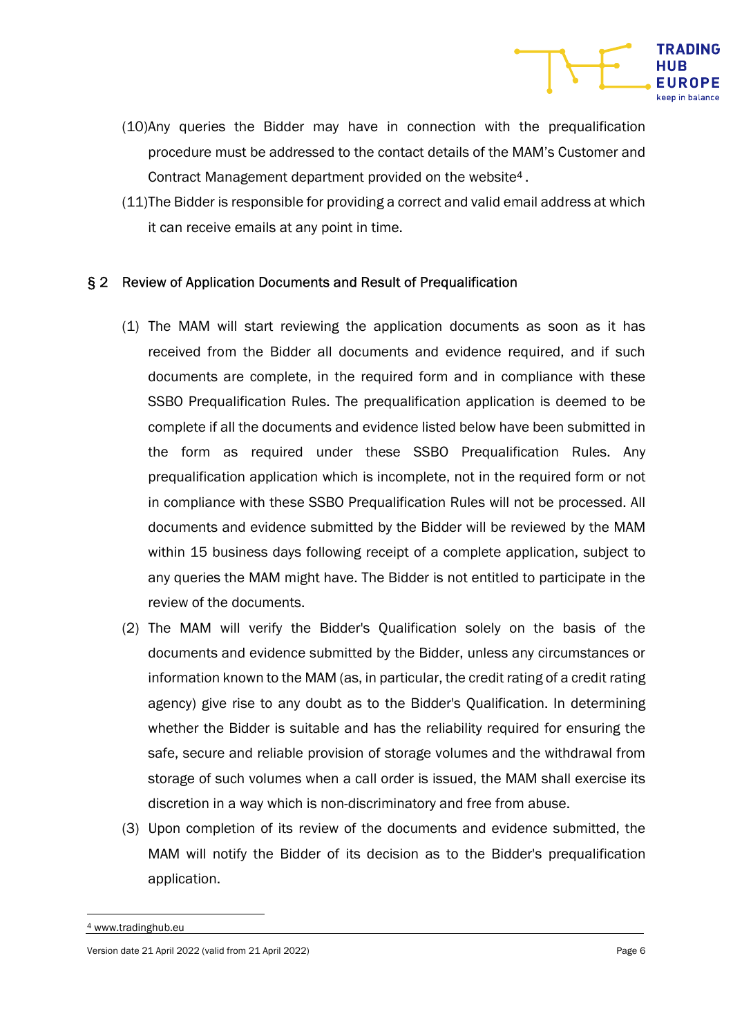(10) Any queries the Bidder may have in connection with the prequalification procedure must be addressed to the contact details of the MAM's Customer and Contract Management department provided on the website[4].

(11) The Bidder is responsible for providing a correct and valid email address at which it can receive emails at any point in time.

## § 2 Review of Application Documents and Result of Prequalification

(1) The MAM will start reviewing the application documents as soon as it has received from the Bidder all documents and evidence required, and if such documents are complete, in the required form and in compliance with these SSBO Prequalification Rules. The prequalification application is deemed to be complete if all the documents and evidence listed below have been submitted in the form as required under these SSBO Prequalification Rules. Any prequalification application which is incomplete, not in the required form or not in compliance with these SSBO Prequalification Rules will not be processed. All documents and evidence submitted by the Bidder will be reviewed by the MAM within 15 business days following receipt of a complete application, subject to any queries the MAM might have. The Bidder is not entitled to participate in the review of the documents.

(2) The MAM will verify the Bidder's Qualification solely on the basis of the documents and evidence submitted by the Bidder, unless any circumstances or information known to the MAM (as, in particular, the credit rating of a credit rating agency) give rise to any doubt as to the Bidder's Qualification. In determining whether the Bidder is suitable and has the reliability required for ensuring the safe, secure and reliable provision of storage volumes and the withdrawal from storage of such volumes when a call order is issued, the MAM shall exercise its discretion in a way which is non-discriminatory and free from abuse.

(3) Upon completion of its review of the documents and evidence submitted, the MAM will notify the Bidder of its decision as to the Bidder's prequalification application.

[4] www.tradinghub.eu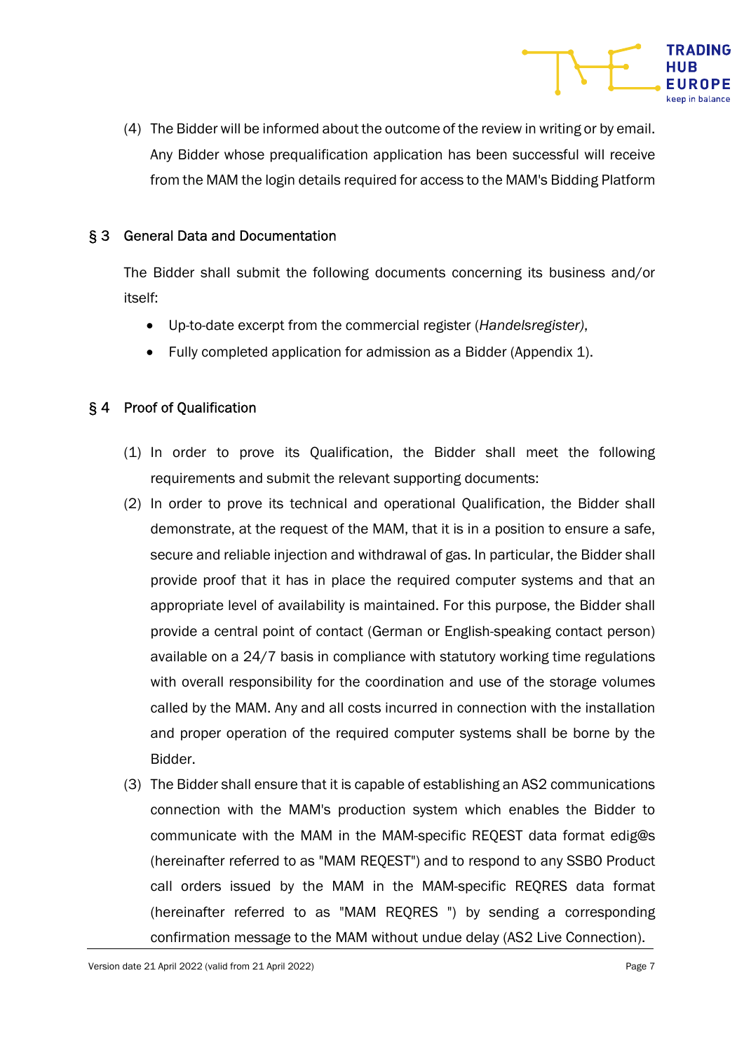(4) The Bidder will be informed about the outcome of the review in writing or by email. Any Bidder whose prequalification application has been successful will receive from the MAM the login details required for access to the MAM's Bidding Platform

## § 3 General Data and Documentation

The Bidder shall submit the following documents concerning its business and/or itself:

- Up-to-date excerpt from the commercial register (*Handelsregister)*,
- Fully completed application for admission as a Bidder (Appendix 1).

## § 4 Proof of Qualification

(1) In order to prove its Qualification, the Bidder shall meet the following requirements and submit the relevant supporting documents:

(2) In order to prove its technical and operational Qualification, the Bidder shall demonstrate, at the request of the MAM, that it is in a position to ensure a safe, secure and reliable injection and withdrawal of gas. In particular, the Bidder shall provide proof that it has in place the required computer systems and that an appropriate level of availability is maintained. For this purpose, the Bidder shall provide a central point of contact (German or English-speaking contact person) available on a 24/7 basis in compliance with statutory working time regulations with overall responsibility for the coordination and use of the storage volumes called by the MAM. Any and all costs incurred in connection with the installation and proper operation of the required computer systems shall be borne by the Bidder.

(3) The Bidder shall ensure that it is capable of establishing an AS2 communications connection with the MAM's production system which enables the Bidder to communicate with the MAM in the MAM-specific REQEST data format edig@s (hereinafter referred to as "MAM REQEST") and to respond to any SSBO Product call orders issued by the MAM in the MAM-specific REQRES data format (hereinafter referred to as "MAM REQRES ") by sending a corresponding confirmation message to the MAM without undue delay (AS2 Live Connection).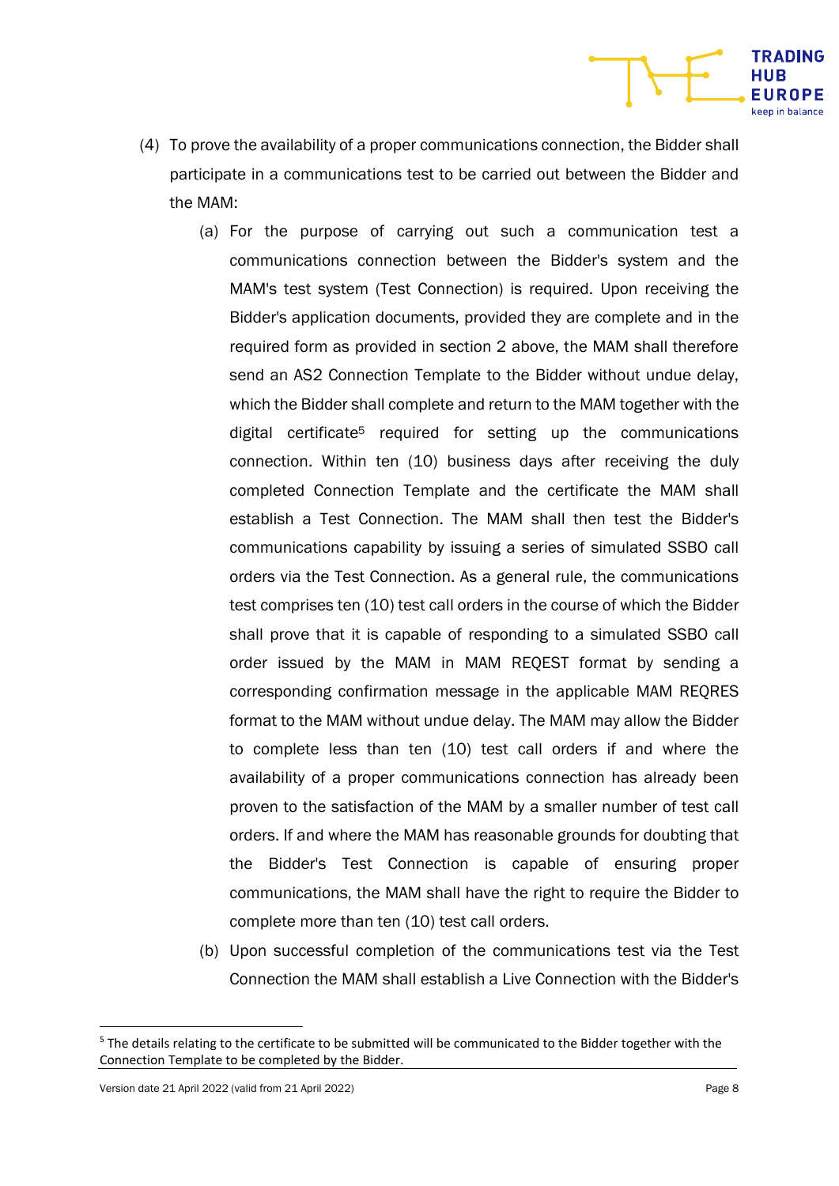(4) To prove the availability of a proper communications connection, the Bidder shall participate in a communications test to be carried out between the Bidder and the MAM:

   (a) For the purpose of carrying out such a communication test a communications connection between the Bidder's system and the MAM's test system (Test Connection) is required. Upon receiving the Bidder's application documents, provided they are complete and in the required form as provided in section 2 above, the MAM shall therefore send an AS2 Connection Template to the Bidder without undue delay, which the Bidder shall complete and return to the MAM together with the digital certificate[5] required for setting up the communications connection. Within ten (10) business days after receiving the duly completed Connection Template and the certificate the MAM shall establish a Test Connection. The MAM shall then test the Bidder's communications capability by issuing a series of simulated SSBO call orders via the Test Connection. As a general rule, the communications test comprises ten (10) test call orders in the course of which the Bidder shall prove that it is capable of responding to a simulated SSBO call order issued by the MAM in MAM REQEST format by sending a corresponding confirmation message in the applicable MAM REQRES format to the MAM without undue delay. The MAM may allow the Bidder to complete less than ten (10) test call orders if and where the availability of a proper communications connection has already been proven to the satisfaction of the MAM by a smaller number of test call orders. If and where the MAM has reasonable grounds for doubting that the Bidder's Test Connection is capable of ensuring proper communications, the MAM shall have the right to require the Bidder to complete more than ten (10) test call orders.

   (b) Upon successful completion of the communications test via the Test Connection the MAM shall establish a Live Connection with the Bidder's

[5] The details relating to the certificate to be submitted will be communicated to the Bidder together with the Connection Template to be completed by the Bidder.

Version date 21 April 2022 (valid from 21 April 2022)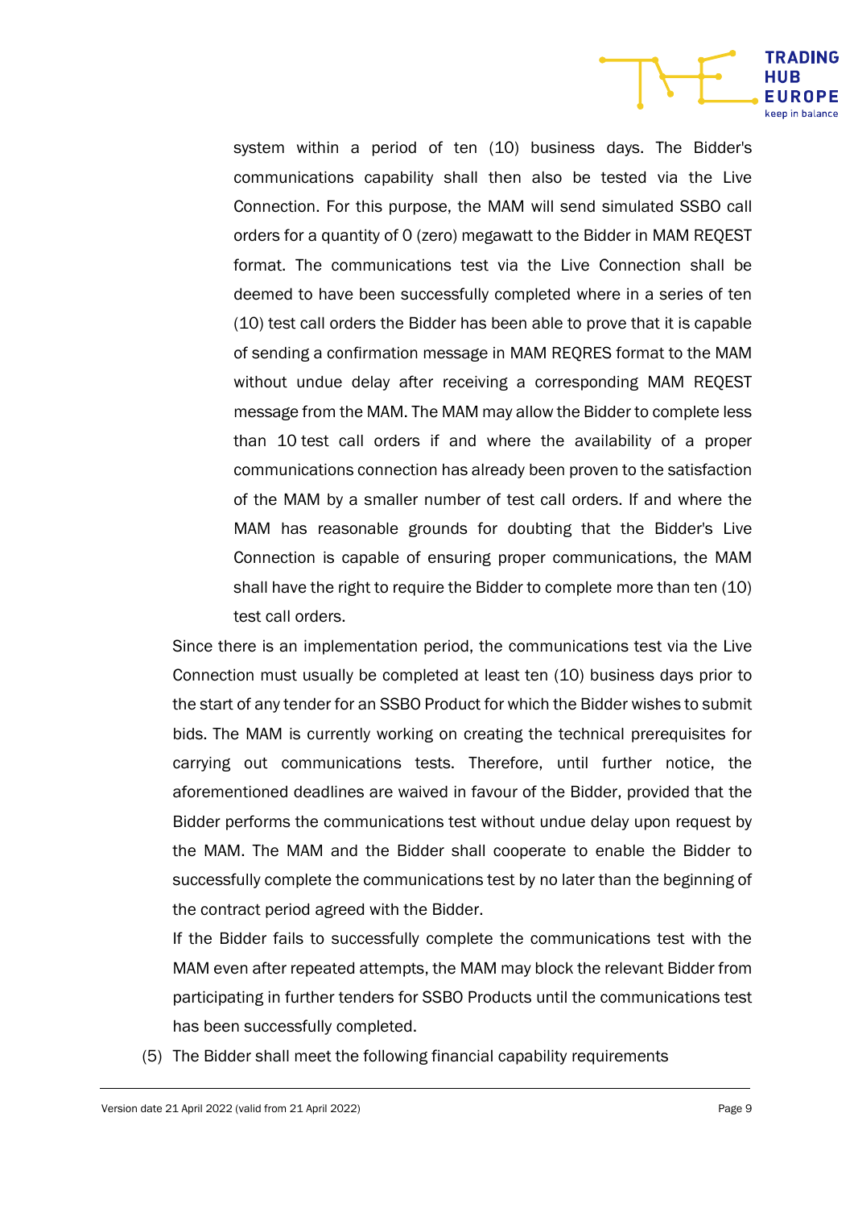system within a period of ten (10) business days. The Bidder's communications capability shall then also be tested via the Live Connection. For this purpose, the MAM will send simulated SSBO call orders for a quantity of 0 (zero) megawatt to the Bidder in MAM REQEST format. The communications test via the Live Connection shall be deemed to have been successfully completed where in a series of ten (10) test call orders the Bidder has been able to prove that it is capable of sending a confirmation message in MAM REQRES format to the MAM without undue delay after receiving a corresponding MAM REQEST message from the MAM. The MAM may allow the Bidder to complete less than 10 test call orders if and where the availability of a proper communications connection has already been proven to the satisfaction of the MAM by a smaller number of test call orders. If and where the MAM has reasonable grounds for doubting that the Bidder's Live Connection is capable of ensuring proper communications, the MAM shall have the right to require the Bidder to complete more than ten (10) test call orders.

Since there is an implementation period, the communications test via the Live Connection must usually be completed at least ten (10) business days prior to the start of any tender for an SSBO Product for which the Bidder wishes to submit bids. The MAM is currently working on creating the technical prerequisites for carrying out communications tests. Therefore, until further notice, the aforementioned deadlines are waived in favour of the Bidder, provided that the Bidder performs the communications test without undue delay upon request by the MAM. The MAM and the Bidder shall cooperate to enable the Bidder to successfully complete the communications test by no later than the beginning of the contract period agreed with the Bidder.

If the Bidder fails to successfully complete the communications test with the MAM even after repeated attempts, the MAM may block the relevant Bidder from participating in further tenders for SSBO Products until the communications test has been successfully completed.

(5) The Bidder shall meet the following financial capability requirements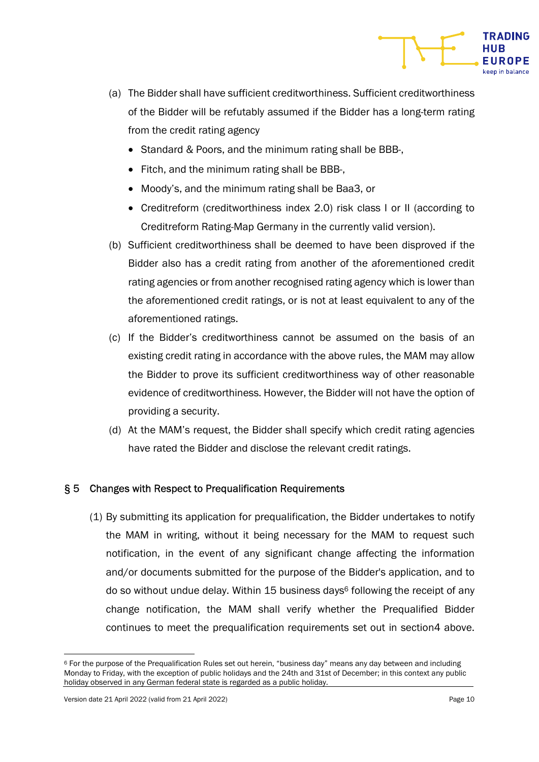(a) The Bidder shall have sufficient creditworthiness. Sufficient creditworthiness of the Bidder will be refutably assumed if the Bidder has a long-term rating from the credit rating agency

- Standard & Poors, and the minimum rating shall be BBB-,
- Fitch, and the minimum rating shall be BBB-,
- Moody's, and the minimum rating shall be Baa3, or
- Creditreform (creditworthiness index 2.0) risk class I or II (according to Creditreform Rating-Map Germany in the currently valid version).

(b) Sufficient creditworthiness shall be deemed to have been disproved if the Bidder also has a credit rating from another of the aforementioned credit rating agencies or from another recognised rating agency which is lower than the aforementioned credit ratings, or is not at least equivalent to any of the aforementioned ratings.

(c) If the Bidder's creditworthiness cannot be assumed on the basis of an existing credit rating in accordance with the above rules, the MAM may allow the Bidder to prove its sufficient creditworthiness way of other reasonable evidence of creditworthiness. However, the Bidder will not have the option of providing a security.

(d) At the MAM's request, the Bidder shall specify which credit rating agencies have rated the Bidder and disclose the relevant credit ratings.

## § 5 Changes with Respect to Prequalification Requirements

(1) By submitting its application for prequalification, the Bidder undertakes to notify the MAM in writing, without it being necessary for the MAM to request such notification, in the event of any significant change affecting the information and/or documents submitted for the purpose of the Bidder's application, and to do so without undue delay. Within 15 business days[6] following the receipt of any change notification, the MAM shall verify whether the Prequalified Bidder continues to meet the prequalification requirements set out in section4 above.

[6] For the purpose of the Prequalification Rules set out herein, "business day" means any day between and including Monday to Friday, with the exception of public holidays and the 24th and 31st of December; in this context any public holiday observed in any German federal state is regarded as a public holiday.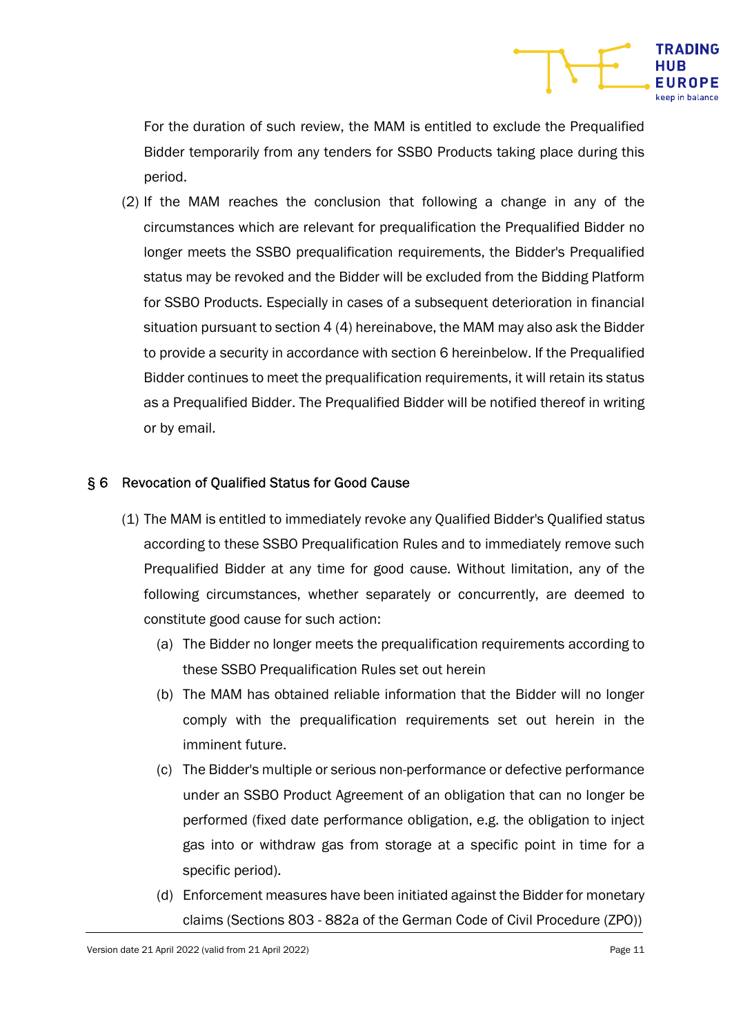For the duration of such review, the MAM is entitled to exclude the Prequalified Bidder temporarily from any tenders for SSBO Products taking place during this period.

(2) If the MAM reaches the conclusion that following a change in any of the circumstances which are relevant for prequalification the Prequalified Bidder no longer meets the SSBO prequalification requirements, the Bidder's Prequalified status may be revoked and the Bidder will be excluded from the Bidding Platform for SSBO Products. Especially in cases of a subsequent deterioration in financial situation pursuant to section 4 (4) hereinabove, the MAM may also ask the Bidder to provide a security in accordance with section 6 hereinbelow. If the Prequalified Bidder continues to meet the prequalification requirements, it will retain its status as a Prequalified Bidder. The Prequalified Bidder will be notified thereof in writing or by email.

## § 6 Revocation of Qualified Status for Good Cause

(1) The MAM is entitled to immediately revoke any Qualified Bidder's Qualified status according to these SSBO Prequalification Rules and to immediately remove such Prequalified Bidder at any time for good cause. Without limitation, any of the following circumstances, whether separately or concurrently, are deemed to constitute good cause for such action:

(a) The Bidder no longer meets the prequalification requirements according to these SSBO Prequalification Rules set out herein

(b) The MAM has obtained reliable information that the Bidder will no longer comply with the prequalification requirements set out herein in the imminent future.

(c) The Bidder's multiple or serious non-performance or defective performance under an SSBO Product Agreement of an obligation that can no longer be performed (fixed date performance obligation, e.g. the obligation to inject gas into or withdraw gas from storage at a specific point in time for a specific period).

(d) Enforcement measures have been initiated against the Bidder for monetary claims (Sections 803 - 882a of the German Code of Civil Procedure (ZPO))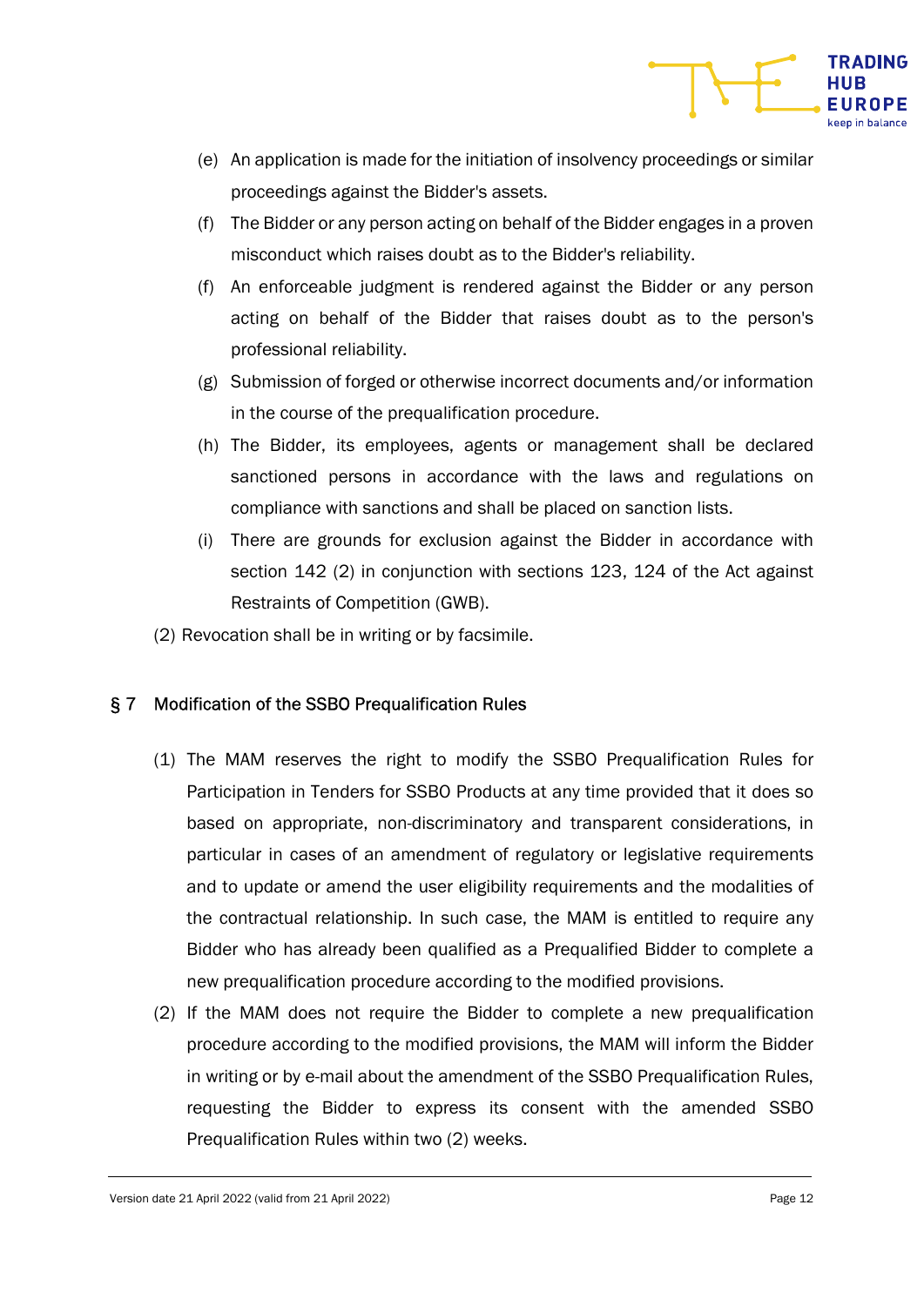(e) An application is made for the initiation of insolvency proceedings or similar proceedings against the Bidder's assets.

(f) The Bidder or any person acting on behalf of the Bidder engages in a proven misconduct which raises doubt as to the Bidder's reliability.

(f) An enforceable judgment is rendered against the Bidder or any person acting on behalf of the Bidder that raises doubt as to the person's professional reliability.

(g) Submission of forged or otherwise incorrect documents and/or information in the course of the prequalification procedure.

(h) The Bidder, its employees, agents or management shall be declared sanctioned persons in accordance with the laws and regulations on compliance with sanctions and shall be placed on sanction lists.

(i) There are grounds for exclusion against the Bidder in accordance with section 142 (2) in conjunction with sections 123, 124 of the Act against Restraints of Competition (GWB).

(2) Revocation shall be in writing or by facsimile.

## § 7 Modification of the SSBO Prequalification Rules

(1) The MAM reserves the right to modify the SSBO Prequalification Rules for Participation in Tenders for SSBO Products at any time provided that it does so based on appropriate, non-discriminatory and transparent considerations, in particular in cases of an amendment of regulatory or legislative requirements and to update or amend the user eligibility requirements and the modalities of the contractual relationship. In such case, the MAM is entitled to require any Bidder who has already been qualified as a Prequalified Bidder to complete a new prequalification procedure according to the modified provisions.

(2) If the MAM does not require the Bidder to complete a new prequalification procedure according to the modified provisions, the MAM will inform the Bidder in writing or by e-mail about the amendment of the SSBO Prequalification Rules, requesting the Bidder to express its consent with the amended SSBO Prequalification Rules within two (2) weeks.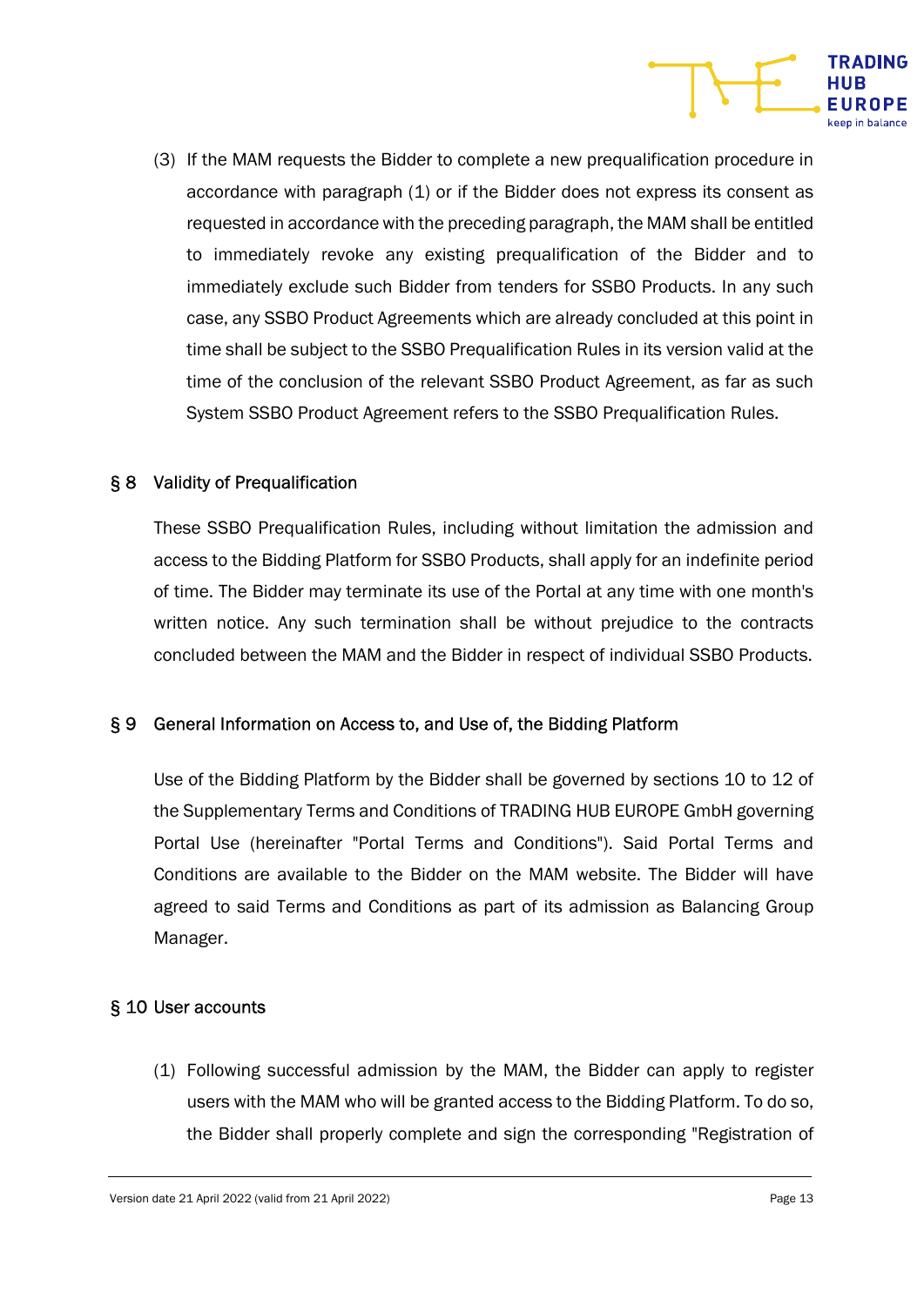(3) If the MAM requests the Bidder to complete a new prequalification procedure in accordance with paragraph (1) or if the Bidder does not express its consent as requested in accordance with the preceding paragraph, the MAM shall be entitled to immediately revoke any existing prequalification of the Bidder and to immediately exclude such Bidder from tenders for SSBO Products. In any such case, any SSBO Product Agreements which are already concluded at this point in time shall be subject to the SSBO Prequalification Rules in its version valid at the time of the conclusion of the relevant SSBO Product Agreement, as far as such System SSBO Product Agreement refers to the SSBO Prequalification Rules.

## § 8 Validity of Prequalification

These SSBO Prequalification Rules, including without limitation the admission and access to the Bidding Platform for SSBO Products, shall apply for an indefinite period of time. The Bidder may terminate its use of the Portal at any time with one month's written notice. Any such termination shall be without prejudice to the contracts concluded between the MAM and the Bidder in respect of individual SSBO Products.

## § 9 General Information on Access to, and Use of, the Bidding Platform

Use of the Bidding Platform by the Bidder shall be governed by sections 10 to 12 of the Supplementary Terms and Conditions of TRADING HUB EUROPE GmbH governing Portal Use (hereinafter "Portal Terms and Conditions"). Said Portal Terms and Conditions are available to the Bidder on the MAM website. The Bidder will have agreed to said Terms and Conditions as part of its admission as Balancing Group Manager.

## § 10 User accounts

(1) Following successful admission by the MAM, the Bidder can apply to register users with the MAM who will be granted access to the Bidding Platform. To do so, the Bidder shall properly complete and sign the corresponding "Registration of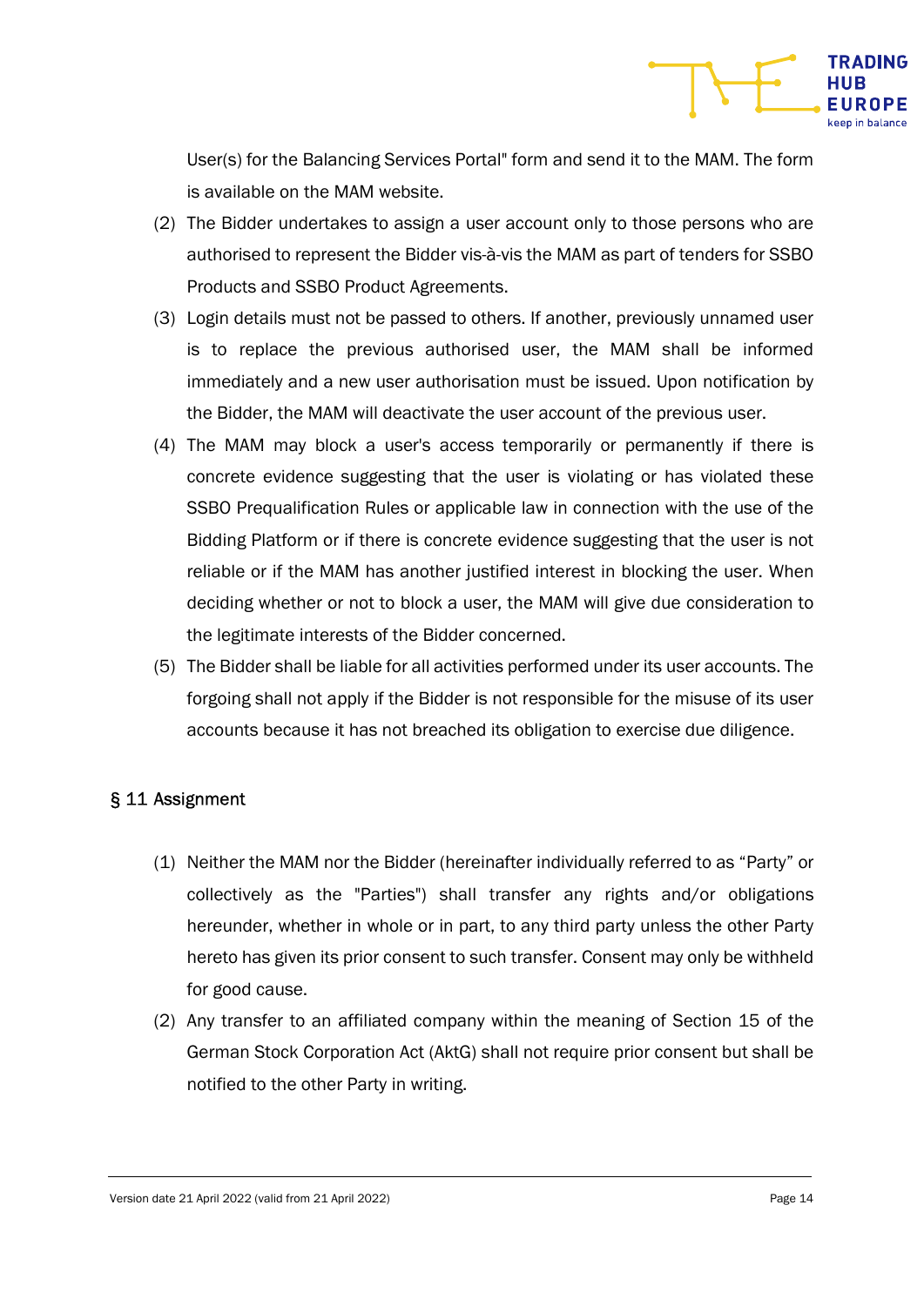User(s) for the Balancing Services Portal" form and send it to the MAM. The form is available on the MAM website.

(2) The Bidder undertakes to assign a user account only to those persons who are authorised to represent the Bidder vis-à-vis the MAM as part of tenders for SSBO Products and SSBO Product Agreements.

(3) Login details must not be passed to others. If another, previously unnamed user is to replace the previous authorised user, the MAM shall be informed immediately and a new user authorisation must be issued. Upon notification by the Bidder, the MAM will deactivate the user account of the previous user.

(4) The MAM may block a user's access temporarily or permanently if there is concrete evidence suggesting that the user is violating or has violated these SSBO Prequalification Rules or applicable law in connection with the use of the Bidding Platform or if there is concrete evidence suggesting that the user is not reliable or if the MAM has another justified interest in blocking the user. When deciding whether or not to block a user, the MAM will give due consideration to the legitimate interests of the Bidder concerned.

(5) The Bidder shall be liable for all activities performed under its user accounts. The forgoing shall not apply if the Bidder is not responsible for the misuse of its user accounts because it has not breached its obligation to exercise due diligence.

## § 11 Assignment

(1) Neither the MAM nor the Bidder (hereinafter individually referred to as “Party” or collectively as the "Parties") shall transfer any rights and/or obligations hereunder, whether in whole or in part, to any third party unless the other Party hereto has given its prior consent to such transfer. Consent may only be withheld for good cause.

(2) Any transfer to an affiliated company within the meaning of Section 15 of the German Stock Corporation Act (AktG) shall not require prior consent but shall be notified to the other Party in writing.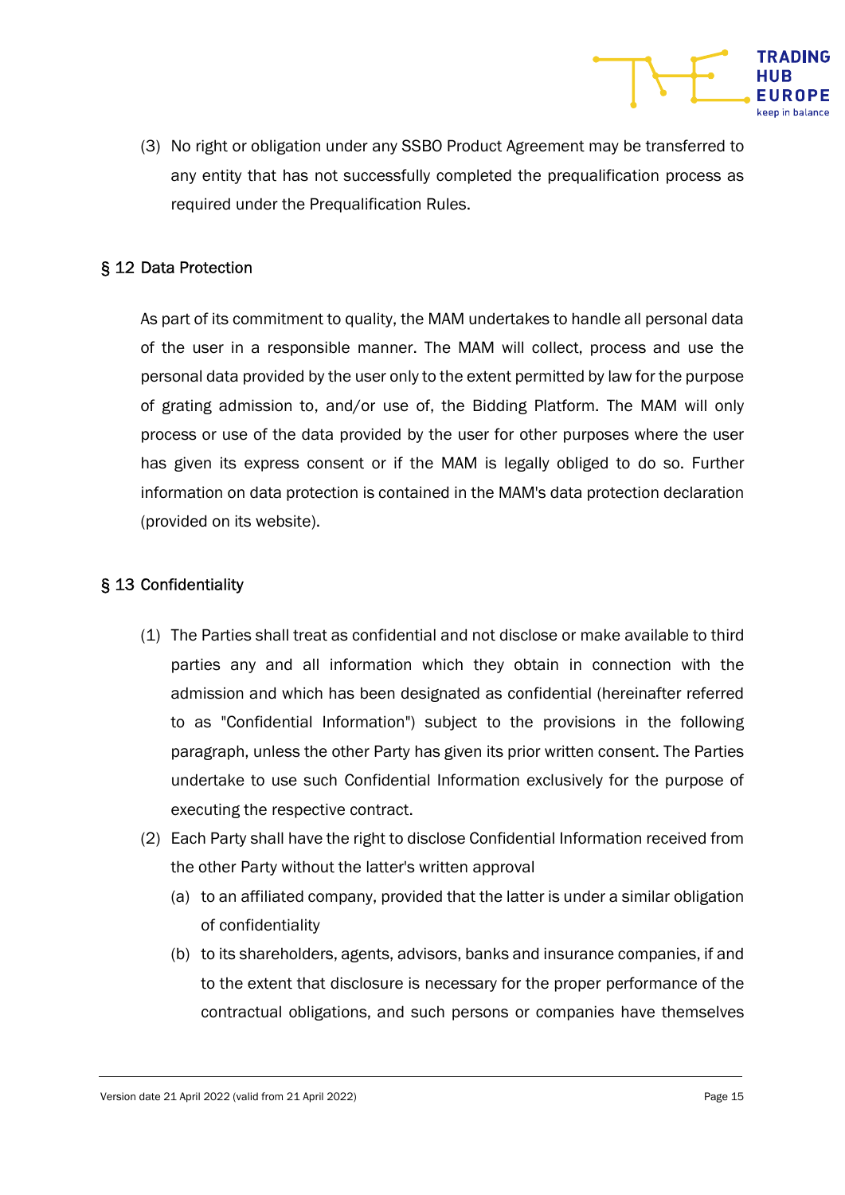(3) No right or obligation under any SSBO Product Agreement may be transferred to any entity that has not successfully completed the prequalification process as required under the Prequalification Rules.

## § 12 Data Protection

As part of its commitment to quality, the MAM undertakes to handle all personal data of the user in a responsible manner. The MAM will collect, process and use the personal data provided by the user only to the extent permitted by law for the purpose of grating admission to, and/or use of, the Bidding Platform. The MAM will only process or use of the data provided by the user for other purposes where the user has given its express consent or if the MAM is legally obliged to do so. Further information on data protection is contained in the MAM's data protection declaration (provided on its website).

## § 13 Confidentiality

(1) The Parties shall treat as confidential and not disclose or make available to third parties any and all information which they obtain in connection with the admission and which has been designated as confidential (hereinafter referred to as "Confidential Information") subject to the provisions in the following paragraph, unless the other Party has given its prior written consent. The Parties undertake to use such Confidential Information exclusively for the purpose of executing the respective contract.

(2) Each Party shall have the right to disclose Confidential Information received from the other Party without the latter's written approval

   (a) to an affiliated company, provided that the latter is under a similar obligation of confidentiality

   (b) to its shareholders, agents, advisors, banks and insurance companies, if and to the extent that disclosure is necessary for the proper performance of the contractual obligations, and such persons or companies have themselves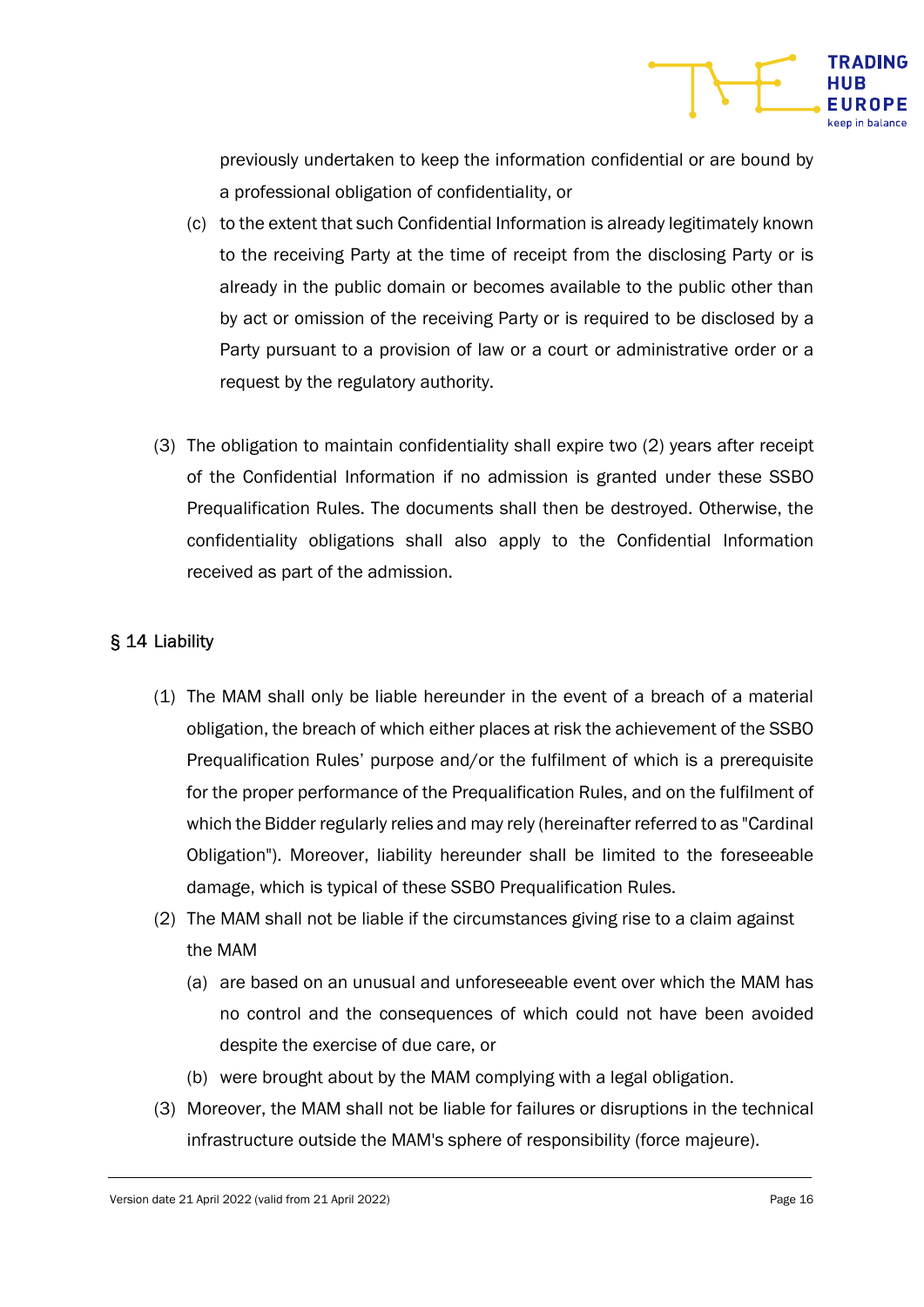previously undertaken to keep the information confidential or are bound by a professional obligation of confidentiality, or

(c) to the extent that such Confidential Information is already legitimately known to the receiving Party at the time of receipt from the disclosing Party or is already in the public domain or becomes available to the public other than by act or omission of the receiving Party or is required to be disclosed by a Party pursuant to a provision of law or a court or administrative order or a request by the regulatory authority.

(3) The obligation to maintain confidentiality shall expire two (2) years after receipt of the Confidential Information if no admission is granted under these SSBO Prequalification Rules. The documents shall then be destroyed. Otherwise, the confidentiality obligations shall also apply to the Confidential Information received as part of the admission.

## § 14 Liability

(1) The MAM shall only be liable hereunder in the event of a breach of a material obligation, the breach of which either places at risk the achievement of the SSBO Prequalification Rules' purpose and/or the fulfilment of which is a prerequisite for the proper performance of the Prequalification Rules, and on the fulfilment of which the Bidder regularly relies and may rely (hereinafter referred to as "Cardinal Obligation"). Moreover, liability hereunder shall be limited to the foreseeable damage, which is typical of these SSBO Prequalification Rules.

(2) The MAM shall not be liable if the circumstances giving rise to a claim against the MAM

(a) are based on an unusual and unforeseeable event over which the MAM has no control and the consequences of which could not have been avoided despite the exercise of due care, or

(b) were brought about by the MAM complying with a legal obligation.

(3) Moreover, the MAM shall not be liable for failures or disruptions in the technical infrastructure outside the MAM's sphere of responsibility (force majeure).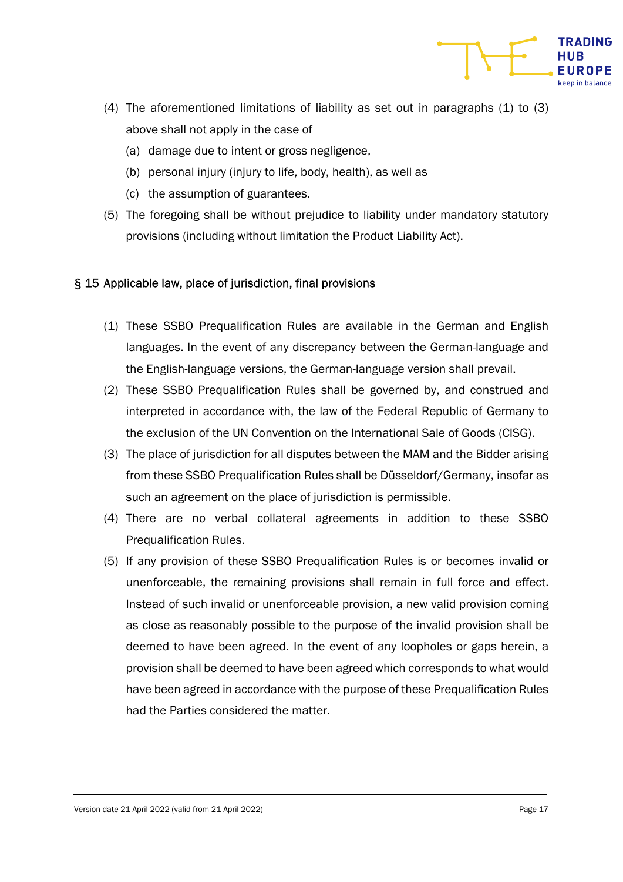(4) The aforementioned limitations of liability as set out in paragraphs (1) to (3) above shall not apply in the case of

   (a) damage due to intent or gross negligence,

   (b) personal injury (injury to life, body, health), as well as

   (c) the assumption of guarantees.

(5) The foregoing shall be without prejudice to liability under mandatory statutory provisions (including without limitation the Product Liability Act).

## § 15 Applicable law, place of jurisdiction, final provisions

(1) These SSBO Prequalification Rules are available in the German and English languages. In the event of any discrepancy between the German-language and the English-language versions, the German-language version shall prevail.

(2) These SSBO Prequalification Rules shall be governed by, and construed and interpreted in accordance with, the law of the Federal Republic of Germany to the exclusion of the UN Convention on the International Sale of Goods (CISG).

(3) The place of jurisdiction for all disputes between the MAM and the Bidder arising from these SSBO Prequalification Rules shall be Düsseldorf/Germany, insofar as such an agreement on the place of jurisdiction is permissible.

(4) There are no verbal collateral agreements in addition to these SSBO Prequalification Rules.

(5) If any provision of these SSBO Prequalification Rules is or becomes invalid or unenforceable, the remaining provisions shall remain in full force and effect. Instead of such invalid or unenforceable provision, a new valid provision coming as close as reasonably possible to the purpose of the invalid provision shall be deemed to have been agreed. In the event of any loopholes or gaps herein, a provision shall be deemed to have been agreed which corresponds to what would have been agreed in accordance with the purpose of these Prequalification Rules had the Parties considered the matter.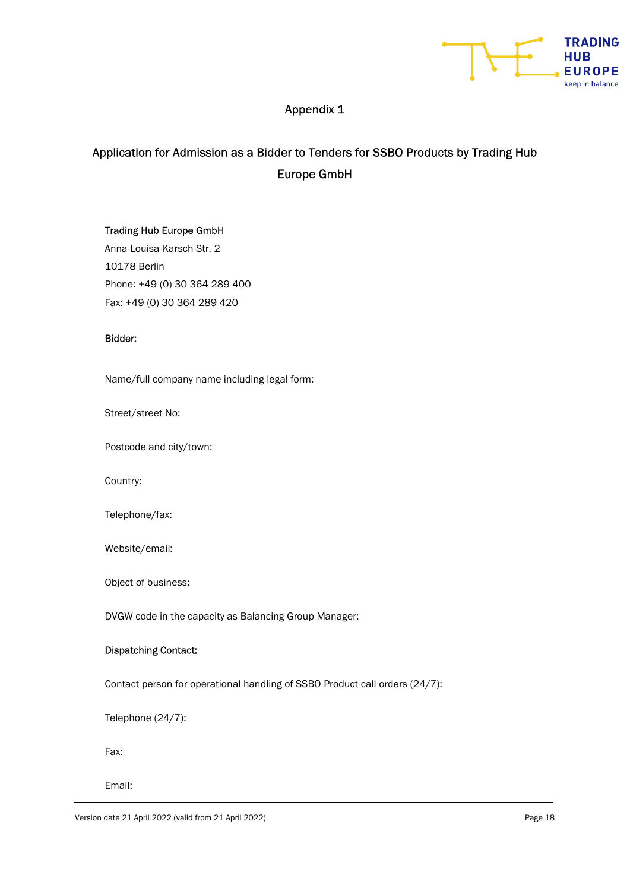# Appendix 1

## Application for Admission as a Bidder to Tenders for SSBO Products by Trading Hub Europe GmbH

**Trading Hub Europe GmbH**
Anna-Louisa-Karsch-Str. 2
10178 Berlin
Phone: +49 (0) 30 364 289 400
Fax: +49 (0) 30 364 289 420

**Bidder:**

Name/full company name including legal form:

Street/street No:

Postcode and city/town:

Country:

Telephone/fax:

Website/email:

Object of business:

DVGW code in the capacity as Balancing Group Manager:

**Dispatching Contact:**

Contact person for operational handling of SSBO Product call orders (24/7):

Telephone (24/7):

Fax:

Email: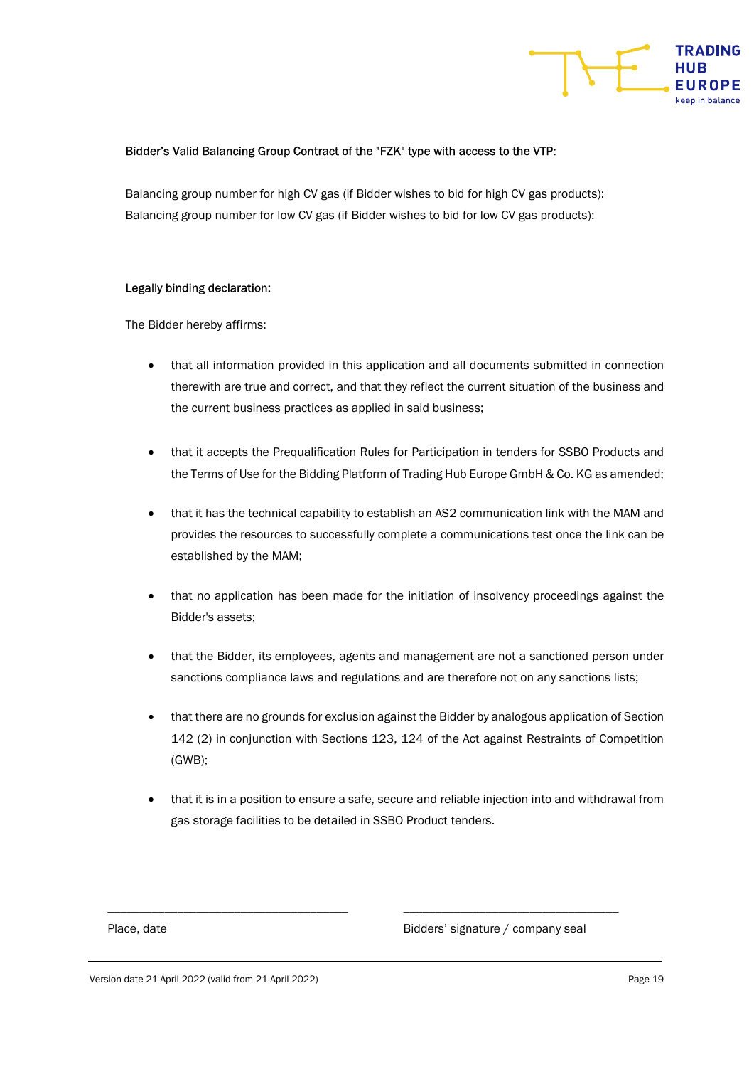**Bidder's Valid Balancing Group Contract of the "FZK" type with access to the VTP:**

Balancing group number for high CV gas (if Bidder wishes to bid for high CV gas products):
Balancing group number for low CV gas (if Bidder wishes to bid for low CV gas products):

**Legally binding declaration:**

The Bidder hereby affirms:

- that all information provided in this application and all documents submitted in connection therewith are true and correct, and that they reflect the current situation of the business and the current business practices as applied in said business;
- that it accepts the Prequalification Rules for Participation in tenders for SSBO Products and the Terms of Use for the Bidding Platform of Trading Hub Europe GmbH & Co. KG as amended;
- that it has the technical capability to establish an AS2 communication link with the MAM and provides the resources to successfully complete a communications test once the link can be established by the MAM;
- that no application has been made for the initiation of insolvency proceedings against the Bidder's assets;
- that the Bidder, its employees, agents and management are not a sanctioned person under sanctions compliance laws and regulations and are therefore not on any sanctions lists;
- that there are no grounds for exclusion against the Bidder by analogous application of Section 142 (2) in conjunction with Sections 123, 124 of the Act against Restraints of Competition (GWB);
- that it is in a position to ensure a safe, secure and reliable injection into and withdrawal from gas storage facilities to be detailed in SSBO Product tenders.

\_\_\_\_\_\_\_\_\_\_\_\_\_\_\_\_\_\_\_\_\_\_\_\_\_\_\_\_\_\_\_\_\_\_\_\_\_\_\_\_ \_\_\_\_\_\_\_\_\_\_\_\_\_\_\_\_\_\_\_\_\_\_\_\_\_\_\_\_\_\_\_\_\_\_\_\_\_\_\_\_

Place, date Bidders' signature / company seal

Version date 21 April 2022 (valid from 21 April 2022)